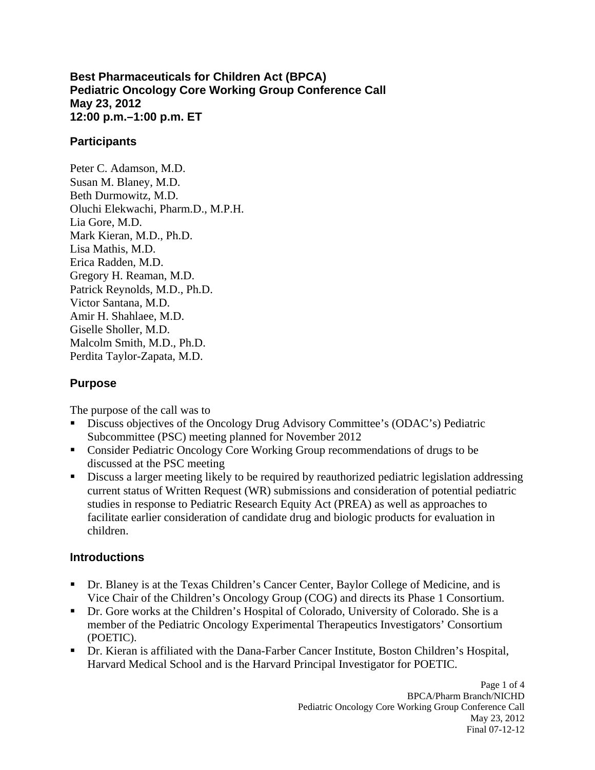# Best Pharmaceuticals for Children Act (BPCA)
# Pediatric Oncology Core Working Group Conference Call
# May 23, 2012
# 12:00 p.m.–1:00 p.m. ET

## Participants

Peter C. Adamson, M.D.  
Susan M. Blaney, M.D.  
Beth Durmowitz, M.D.  
Oluchi Elekwachi, Pharm.D., M.P.H.  
Lia Gore, M.D.  
Mark Kieran, M.D., Ph.D.  
Lisa Mathis, M.D.  
Erica Radden, M.D.  
Gregory H. Reaman, M.D.  
Patrick Reynolds, M.D., Ph.D.  
Victor Santana, M.D.  
Amir H. Shahlaee, M.D.  
Giselle Sholler, M.D.  
Malcolm Smith, M.D., Ph.D.  
Perdita Taylor-Zapata, M.D.

## Purpose

The purpose of the call was to

- Discuss objectives of the Oncology Drug Advisory Committee's (ODAC's) Pediatric Subcommittee (PSC) meeting planned for November 2012
- Consider Pediatric Oncology Core Working Group recommendations of drugs to be discussed at the PSC meeting
- Discuss a larger meeting likely to be required by reauthorized pediatric legislation addressing current status of Written Request (WR) submissions and consideration of potential pediatric studies in response to Pediatric Research Equity Act (PREA) as well as approaches to facilitate earlier consideration of candidate drug and biologic products for evaluation in children.

## Introductions

- Dr. Blaney is at the Texas Children's Cancer Center, Baylor College of Medicine, and is Vice Chair of the Children's Oncology Group (COG) and directs its Phase 1 Consortium.
- Dr. Gore works at the Children's Hospital of Colorado, University of Colorado. She is a member of the Pediatric Oncology Experimental Therapeutics Investigators' Consortium (POETIC).
- Dr. Kieran is affiliated with the Dana-Farber Cancer Institute, Boston Children's Hospital, Harvard Medical School and is the Harvard Principal Investigator for POETIC.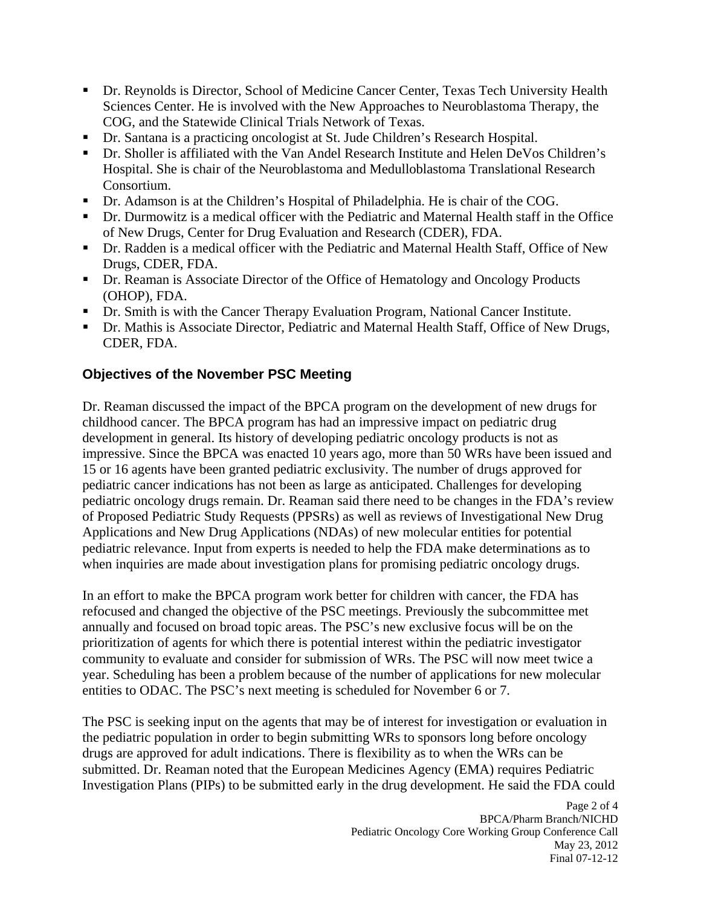- Dr. Reynolds is Director, School of Medicine Cancer Center, Texas Tech University Health Sciences Center. He is involved with the New Approaches to Neuroblastoma Therapy, the COG, and the Statewide Clinical Trials Network of Texas.
- Dr. Santana is a practicing oncologist at St. Jude Children's Research Hospital.
- Dr. Sholler is affiliated with the Van Andel Research Institute and Helen DeVos Children's Hospital. She is chair of the Neuroblastoma and Medulloblastoma Translational Research Consortium.
- Dr. Adamson is at the Children's Hospital of Philadelphia. He is chair of the COG.
- Dr. Durmowitz is a medical officer with the Pediatric and Maternal Health staff in the Office of New Drugs, Center for Drug Evaluation and Research (CDER), FDA.
- Dr. Radden is a medical officer with the Pediatric and Maternal Health Staff, Office of New Drugs, CDER, FDA.
- Dr. Reaman is Associate Director of the Office of Hematology and Oncology Products (OHOP), FDA.
- Dr. Smith is with the Cancer Therapy Evaluation Program, National Cancer Institute.
- Dr. Mathis is Associate Director, Pediatric and Maternal Health Staff, Office of New Drugs, CDER, FDA.

## Objectives of the November PSC Meeting

Dr. Reaman discussed the impact of the BPCA program on the development of new drugs for childhood cancer. The BPCA program has had an impressive impact on pediatric drug development in general. Its history of developing pediatric oncology products is not as impressive. Since the BPCA was enacted 10 years ago, more than 50 WRs have been issued and 15 or 16 agents have been granted pediatric exclusivity. The number of drugs approved for pediatric cancer indications has not been as large as anticipated. Challenges for developing pediatric oncology drugs remain. Dr. Reaman said there need to be changes in the FDA's review of Proposed Pediatric Study Requests (PPSRs) as well as reviews of Investigational New Drug Applications and New Drug Applications (NDAs) of new molecular entities for potential pediatric relevance. Input from experts is needed to help the FDA make determinations as to when inquiries are made about investigation plans for promising pediatric oncology drugs.

In an effort to make the BPCA program work better for children with cancer, the FDA has refocused and changed the objective of the PSC meetings. Previously the subcommittee met annually and focused on broad topic areas. The PSC's new exclusive focus will be on the prioritization of agents for which there is potential interest within the pediatric investigator community to evaluate and consider for submission of WRs. The PSC will now meet twice a year. Scheduling has been a problem because of the number of applications for new molecular entities to ODAC. The PSC's next meeting is scheduled for November 6 or 7.

The PSC is seeking input on the agents that may be of interest for investigation or evaluation in the pediatric population in order to begin submitting WRs to sponsors long before oncology drugs are approved for adult indications. There is flexibility as to when the WRs can be submitted. Dr. Reaman noted that the European Medicines Agency (EMA) requires Pediatric Investigation Plans (PIPs) to be submitted early in the drug development. He said the FDA could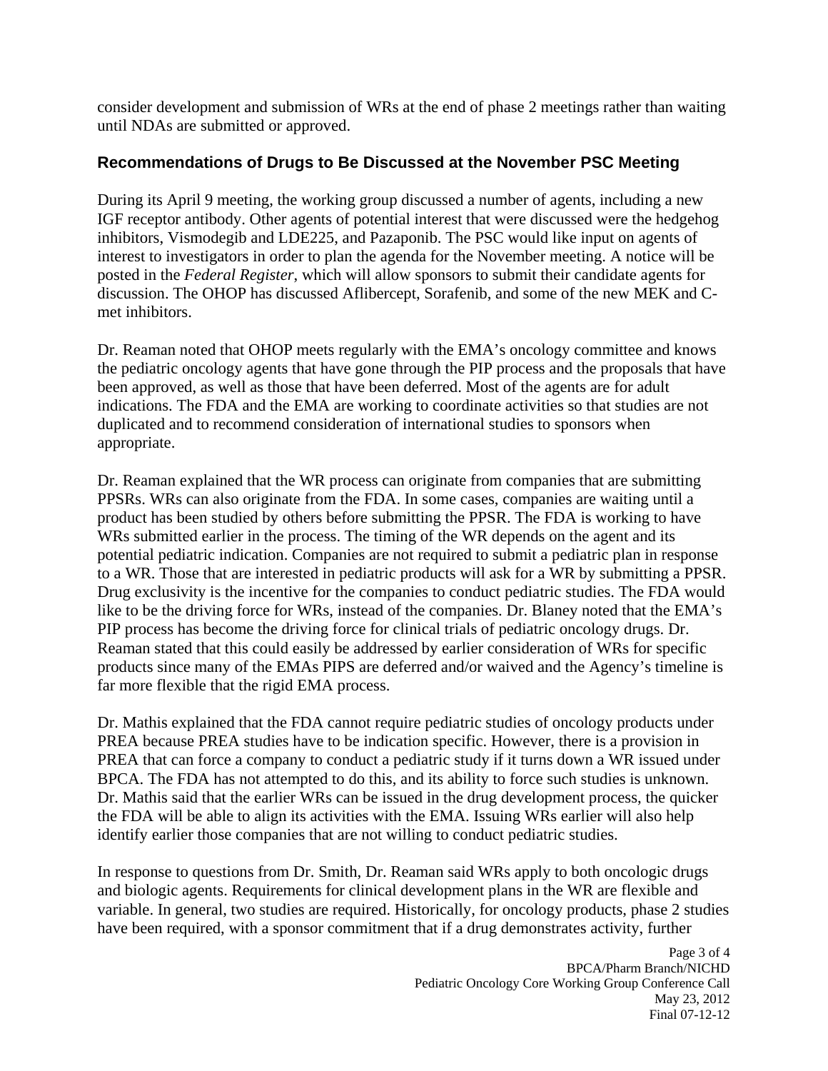consider development and submission of WRs at the end of phase 2 meetings rather than waiting until NDAs are submitted or approved.

### Recommendations of Drugs to Be Discussed at the November PSC Meeting

During its April 9 meeting, the working group discussed a number of agents, including a new IGF receptor antibody. Other agents of potential interest that were discussed were the hedgehog inhibitors, Vismodegib and LDE225, and Pazaponib. The PSC would like input on agents of interest to investigators in order to plan the agenda for the November meeting. A notice will be posted in the *Federal Register*, which will allow sponsors to submit their candidate agents for discussion. The OHOP has discussed Aflibercept, Sorafenib, and some of the new MEK and C-met inhibitors.

Dr. Reaman noted that OHOP meets regularly with the EMA's oncology committee and knows the pediatric oncology agents that have gone through the PIP process and the proposals that have been approved, as well as those that have been deferred. Most of the agents are for adult indications. The FDA and the EMA are working to coordinate activities so that studies are not duplicated and to recommend consideration of international studies to sponsors when appropriate.

Dr. Reaman explained that the WR process can originate from companies that are submitting PPSRs. WRs can also originate from the FDA. In some cases, companies are waiting until a product has been studied by others before submitting the PPSR. The FDA is working to have WRs submitted earlier in the process. The timing of the WR depends on the agent and its potential pediatric indication. Companies are not required to submit a pediatric plan in response to a WR. Those that are interested in pediatric products will ask for a WR by submitting a PPSR. Drug exclusivity is the incentive for the companies to conduct pediatric studies. The FDA would like to be the driving force for WRs, instead of the companies. Dr. Blaney noted that the EMA's PIP process has become the driving force for clinical trials of pediatric oncology drugs. Dr. Reaman stated that this could easily be addressed by earlier consideration of WRs for specific products since many of the EMAs PIPS are deferred and/or waived and the Agency's timeline is far more flexible that the rigid EMA process.

Dr. Mathis explained that the FDA cannot require pediatric studies of oncology products under PREA because PREA studies have to be indication specific. However, there is a provision in PREA that can force a company to conduct a pediatric study if it turns down a WR issued under BPCA. The FDA has not attempted to do this, and its ability to force such studies is unknown. Dr. Mathis said that the earlier WRs can be issued in the drug development process, the quicker the FDA will be able to align its activities with the EMA. Issuing WRs earlier will also help identify earlier those companies that are not willing to conduct pediatric studies.

In response to questions from Dr. Smith, Dr. Reaman said WRs apply to both oncologic drugs and biologic agents. Requirements for clinical development plans in the WR are flexible and variable. In general, two studies are required. Historically, for oncology products, phase 2 studies have been required, with a sponsor commitment that if a drug demonstrates activity, further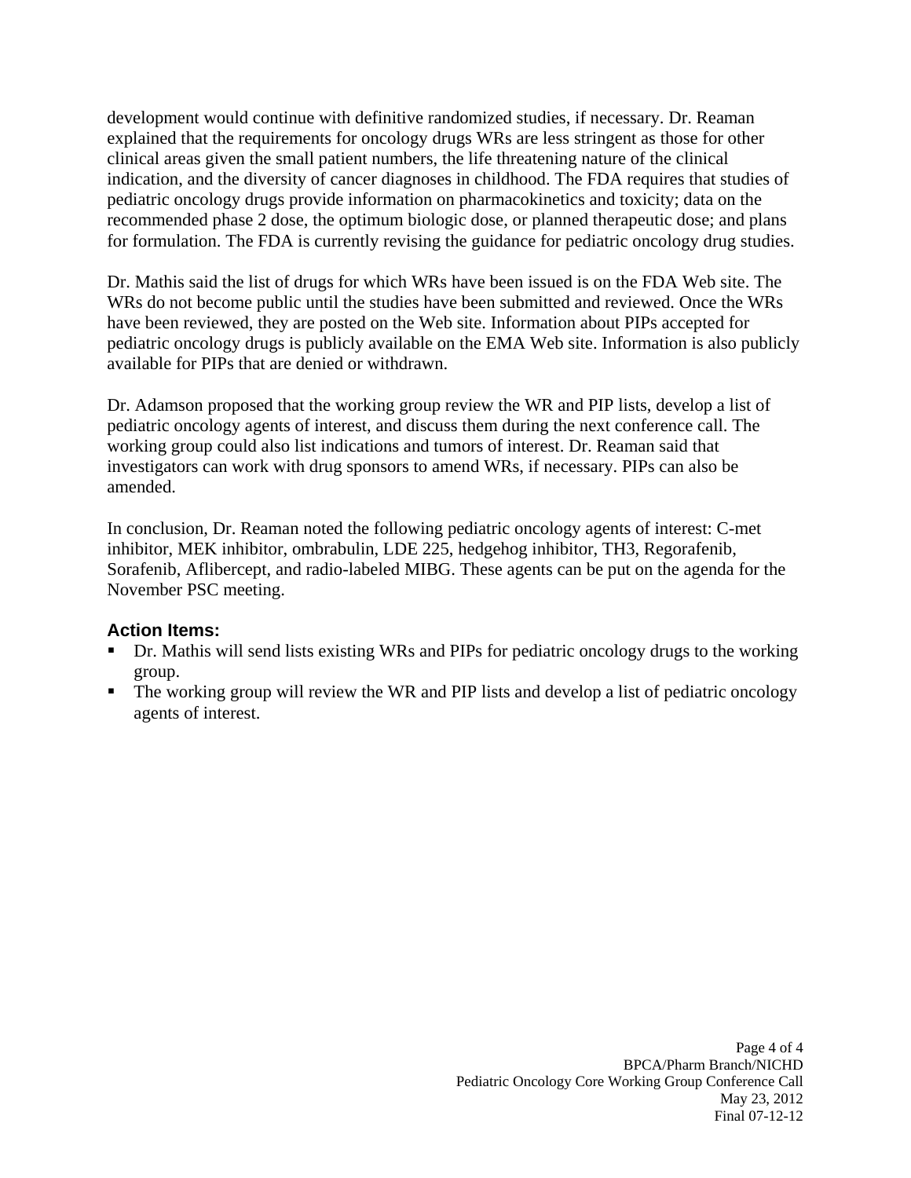development would continue with definitive randomized studies, if necessary. Dr. Reaman explained that the requirements for oncology drugs WRs are less stringent as those for other clinical areas given the small patient numbers, the life threatening nature of the clinical indication, and the diversity of cancer diagnoses in childhood. The FDA requires that studies of pediatric oncology drugs provide information on pharmacokinetics and toxicity; data on the recommended phase 2 dose, the optimum biologic dose, or planned therapeutic dose; and plans for formulation. The FDA is currently revising the guidance for pediatric oncology drug studies.

Dr. Mathis said the list of drugs for which WRs have been issued is on the FDA Web site. The WRs do not become public until the studies have been submitted and reviewed. Once the WRs have been reviewed, they are posted on the Web site. Information about PIPs accepted for pediatric oncology drugs is publicly available on the EMA Web site. Information is also publicly available for PIPs that are denied or withdrawn.

Dr. Adamson proposed that the working group review the WR and PIP lists, develop a list of pediatric oncology agents of interest, and discuss them during the next conference call. The working group could also list indications and tumors of interest. Dr. Reaman said that investigators can work with drug sponsors to amend WRs, if necessary. PIPs can also be amended.

In conclusion, Dr. Reaman noted the following pediatric oncology agents of interest: C-met inhibitor, MEK inhibitor, ombrabulin, LDE 225, hedgehog inhibitor, TH3, Regorafenib, Sorafenib, Aflibercept, and radio-labeled MIBG. These agents can be put on the agenda for the November PSC meeting.

### Action Items:

- Dr. Mathis will send lists existing WRs and PIPs for pediatric oncology drugs to the working group.
- The working group will review the WR and PIP lists and develop a list of pediatric oncology agents of interest.